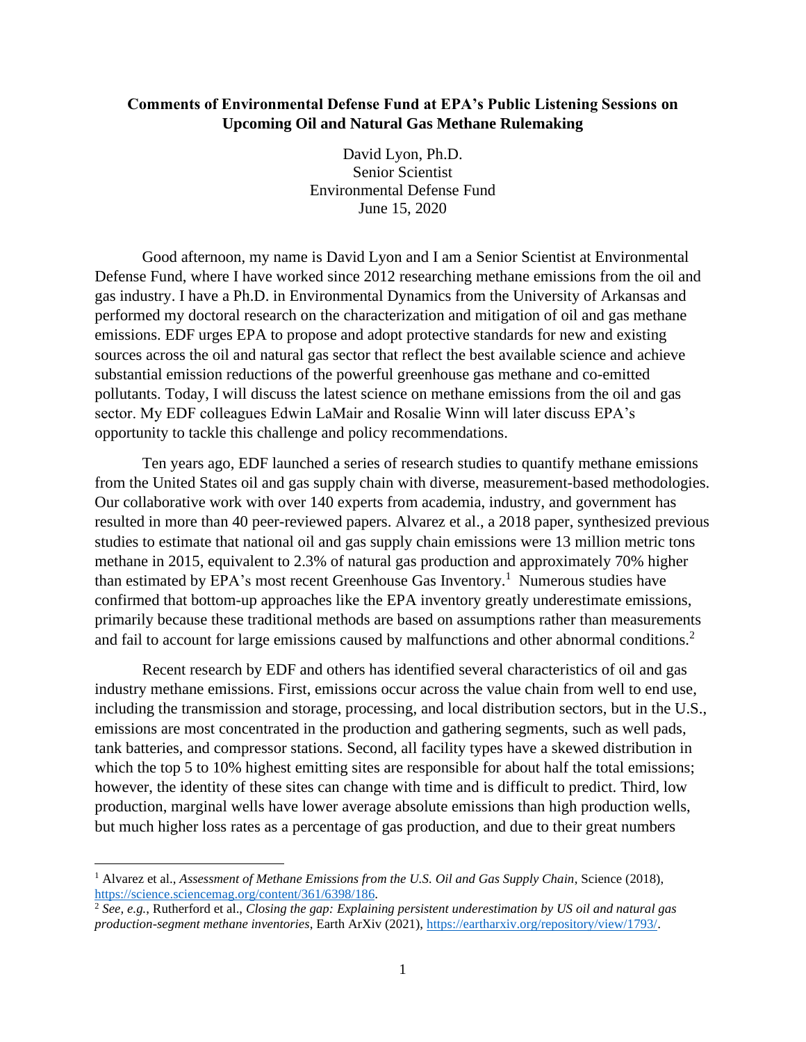**Comments of Environmental Defense Fund at EPA's Public Listening Sessions on Upcoming Oil and Natural Gas Methane Rulemaking**

David Lyon, Ph.D.
Senior Scientist
Environmental Defense Fund
June 15, 2020

Good afternoon, my name is David Lyon and I am a Senior Scientist at Environmental Defense Fund, where I have worked since 2012 researching methane emissions from the oil and gas industry. I have a Ph.D. in Environmental Dynamics from the University of Arkansas and performed my doctoral research on the characterization and mitigation of oil and gas methane emissions. EDF urges EPA to propose and adopt protective standards for new and existing sources across the oil and natural gas sector that reflect the best available science and achieve substantial emission reductions of the powerful greenhouse gas methane and co-emitted pollutants. Today, I will discuss the latest science on methane emissions from the oil and gas sector. My EDF colleagues Edwin LaMair and Rosalie Winn will later discuss EPA's opportunity to tackle this challenge and policy recommendations.

Ten years ago, EDF launched a series of research studies to quantify methane emissions from the United States oil and gas supply chain with diverse, measurement-based methodologies. Our collaborative work with over 140 experts from academia, industry, and government has resulted in more than 40 peer-reviewed papers. Alvarez et al., a 2018 paper, synthesized previous studies to estimate that national oil and gas supply chain emissions were 13 million metric tons methane in 2015, equivalent to 2.3% of natural gas production and approximately 70% higher than estimated by EPA's most recent Greenhouse Gas Inventory.[1] Numerous studies have confirmed that bottom-up approaches like the EPA inventory greatly underestimate emissions, primarily because these traditional methods are based on assumptions rather than measurements and fail to account for large emissions caused by malfunctions and other abnormal conditions.[2]

Recent research by EDF and others has identified several characteristics of oil and gas industry methane emissions. First, emissions occur across the value chain from well to end use, including the transmission and storage, processing, and local distribution sectors, but in the U.S., emissions are most concentrated in the production and gathering segments, such as well pads, tank batteries, and compressor stations. Second, all facility types have a skewed distribution in which the top 5 to 10% highest emitting sites are responsible for about half the total emissions; however, the identity of these sites can change with time and is difficult to predict. Third, low production, marginal wells have lower average absolute emissions than high production wells, but much higher loss rates as a percentage of gas production, and due to their great numbers

---

[1] Alvarez et al., *Assessment of Methane Emissions from the U.S. Oil and Gas Supply Chain*, Science (2018), https://science.sciencemag.org/content/361/6398/186.

[2] *See, e.g.*, Rutherford et al., *Closing the gap: Explaining persistent underestimation by US oil and natural gas production-segment methane inventories*, Earth ArXiv (2021), https://eartharxiv.org/repository/view/1793/.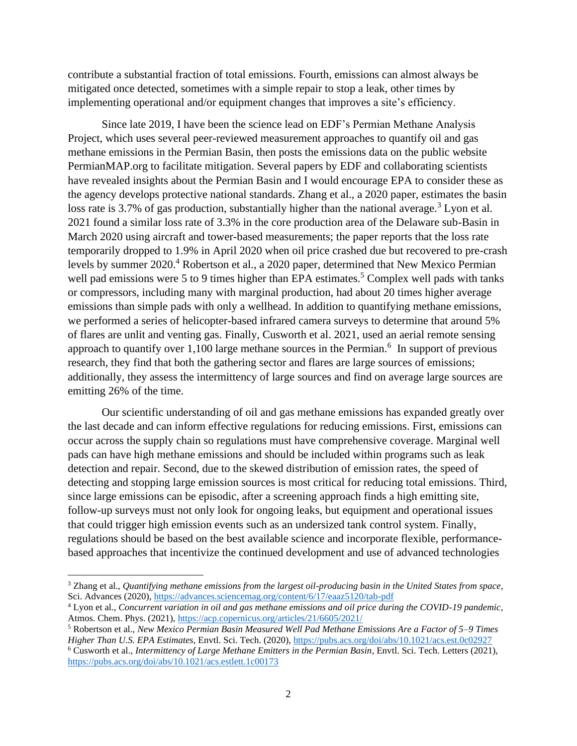contribute a substantial fraction of total emissions. Fourth, emissions can almost always be mitigated once detected, sometimes with a simple repair to stop a leak, other times by implementing operational and/or equipment changes that improves a site's efficiency.

Since late 2019, I have been the science lead on EDF's Permian Methane Analysis Project, which uses several peer-reviewed measurement approaches to quantify oil and gas methane emissions in the Permian Basin, then posts the emissions data on the public website PermianMAP.org to facilitate mitigation. Several papers by EDF and collaborating scientists have revealed insights about the Permian Basin and I would encourage EPA to consider these as the agency develops protective national standards. Zhang et al., a 2020 paper, estimates the basin loss rate is 3.7% of gas production, substantially higher than the national average.[3] Lyon et al. 2021 found a similar loss rate of 3.3% in the core production area of the Delaware sub-Basin in March 2020 using aircraft and tower-based measurements; the paper reports that the loss rate temporarily dropped to 1.9% in April 2020 when oil price crashed due but recovered to pre-crash levels by summer 2020.[4] Robertson et al., a 2020 paper, determined that New Mexico Permian well pad emissions were 5 to 9 times higher than EPA estimates.[5] Complex well pads with tanks or compressors, including many with marginal production, had about 20 times higher average emissions than simple pads with only a wellhead. In addition to quantifying methane emissions, we performed a series of helicopter-based infrared camera surveys to determine that around 5% of flares are unlit and venting gas. Finally, Cusworth et al. 2021, used an aerial remote sensing approach to quantify over 1,100 large methane sources in the Permian.[6] In support of previous research, they find that both the gathering sector and flares are large sources of emissions; additionally, they assess the intermittency of large sources and find on average large sources are emitting 26% of the time.

Our scientific understanding of oil and gas methane emissions has expanded greatly over the last decade and can inform effective regulations for reducing emissions. First, emissions can occur across the supply chain so regulations must have comprehensive coverage. Marginal well pads can have high methane emissions and should be included within programs such as leak detection and repair. Second, due to the skewed distribution of emission rates, the speed of detecting and stopping large emission sources is most critical for reducing total emissions. Third, since large emissions can be episodic, after a screening approach finds a high emitting site, follow-up surveys must not only look for ongoing leaks, but equipment and operational issues that could trigger high emission events such as an undersized tank control system. Finally, regulations should be based on the best available science and incorporate flexible, performance-based approaches that incentivize the continued development and use of advanced technologies

---

[3] Zhang et al., *Quantifying methane emissions from the largest oil-producing basin in the United States from space*, Sci. Advances (2020), https://advances.sciencemag.org/content/6/17/eaaz5120/tab-pdf

[4] Lyon et al., *Concurrent variation in oil and gas methane emissions and oil price during the COVID-19 pandemic*, Atmos. Chem. Phys. (2021), https://acp.copernicus.org/articles/21/6605/2021/

[5] Robertson et al., *New Mexico Permian Basin Measured Well Pad Methane Emissions Are a Factor of 5–9 Times Higher Than U.S. EPA Estimates*, Envtl. Sci. Tech. (2020), https://pubs.acs.org/doi/abs/10.1021/acs.est.0c02927

[6] Cusworth et al., *Intermittency of Large Methane Emitters in the Permian Basin*, Envtl. Sci. Tech. Letters (2021), https://pubs.acs.org/doi/abs/10.1021/acs.estlett.1c00173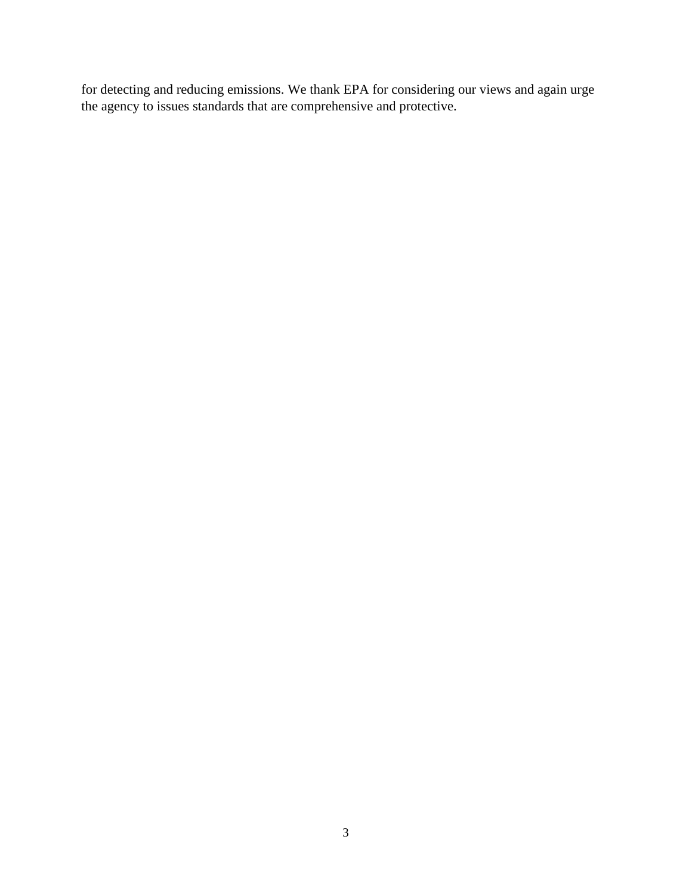for detecting and reducing emissions. We thank EPA for considering our views and again urge the agency to issues standards that are comprehensive and protective.